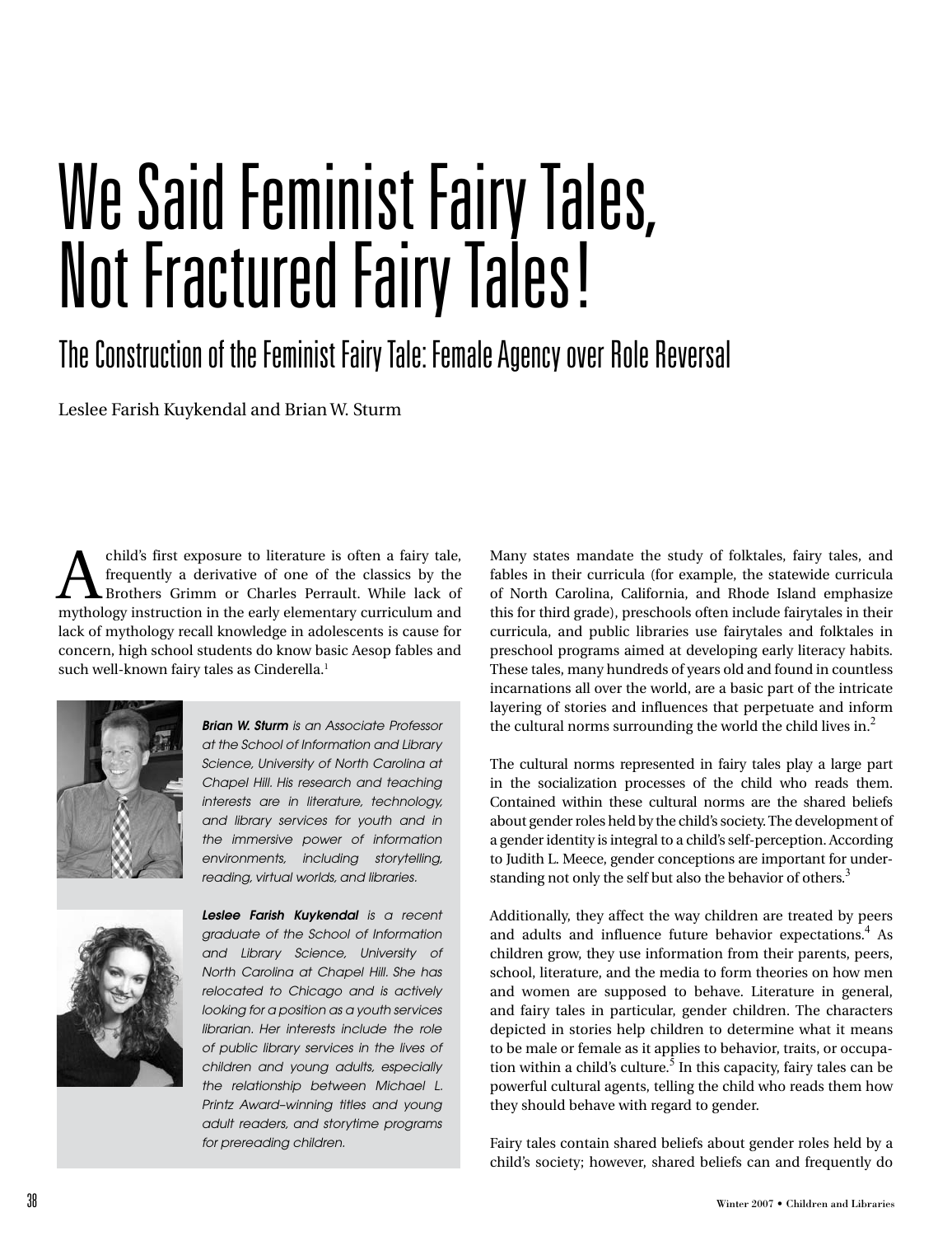# We Said Feminist Fairy Tales, Not Fractured Fairy Tales!

## The Construction of the Feminist Fairy Tale: Female Agency over Role Reversal

Leslee Farish Kuykendal and Brian W. Sturm

A child's first exposure to literature is often a fairy tale, frequently a derivative of one of the classics by the Brothers Grimm or Charles Perrault. While lack of mythology instruction in the early elementary curriculum and lack of mythology recall knowledge in adolescents is cause for concern, high school students do know basic Aesop fables and such well-known fairy tales as Cinderella.[1]

***Brian W. Sturm** is an Associate Professor at the School of Information and Library Science, University of North Carolina at Chapel Hill. His research and teaching interests are in literature, technology, and library services for youth and in the immersive power of information environments, including storytelling, reading, virtual worlds, and libraries.*

***Leslee Farish Kuykendal** is a recent graduate of the School of Information and Library Science, University of North Carolina at Chapel Hill. She has relocated to Chicago and is actively looking for a position as a youth services librarian. Her interests include the role of public library services in the lives of children and young adults, especially the relationship between Michael L. Printz Award–winning titles and young adult readers, and storytime programs for prereading children.*

Many states mandate the study of folktales, fairy tales, and fables in their curricula (for example, the statewide curricula of North Carolina, California, and Rhode Island emphasize this for third grade), preschools often include fairytales in their curricula, and public libraries use fairytales and folktales in preschool programs aimed at developing early literacy habits. These tales, many hundreds of years old and found in countless incarnations all over the world, are a basic part of the intricate layering of stories and influences that perpetuate and inform the cultural norms surrounding the world the child lives in.[2]

The cultural norms represented in fairy tales play a large part in the socialization processes of the child who reads them. Contained within these cultural norms are the shared beliefs about gender roles held by the child's society. The development of a gender identity is integral to a child's self-perception. According to Judith L. Meece, gender conceptions are important for understanding not only the self but also the behavior of others.[3]

Additionally, they affect the way children are treated by peers and adults and influence future behavior expectations.[4] As children grow, they use information from their parents, peers, school, literature, and the media to form theories on how men and women are supposed to behave. Literature in general, and fairy tales in particular, gender children. The characters depicted in stories help children to determine what it means to be male or female as it applies to behavior, traits, or occupation within a child's culture.[5] In this capacity, fairy tales can be powerful cultural agents, telling the child who reads them how they should behave with regard to gender.

Fairy tales contain shared beliefs about gender roles held by a child's society; however, shared beliefs can and frequently do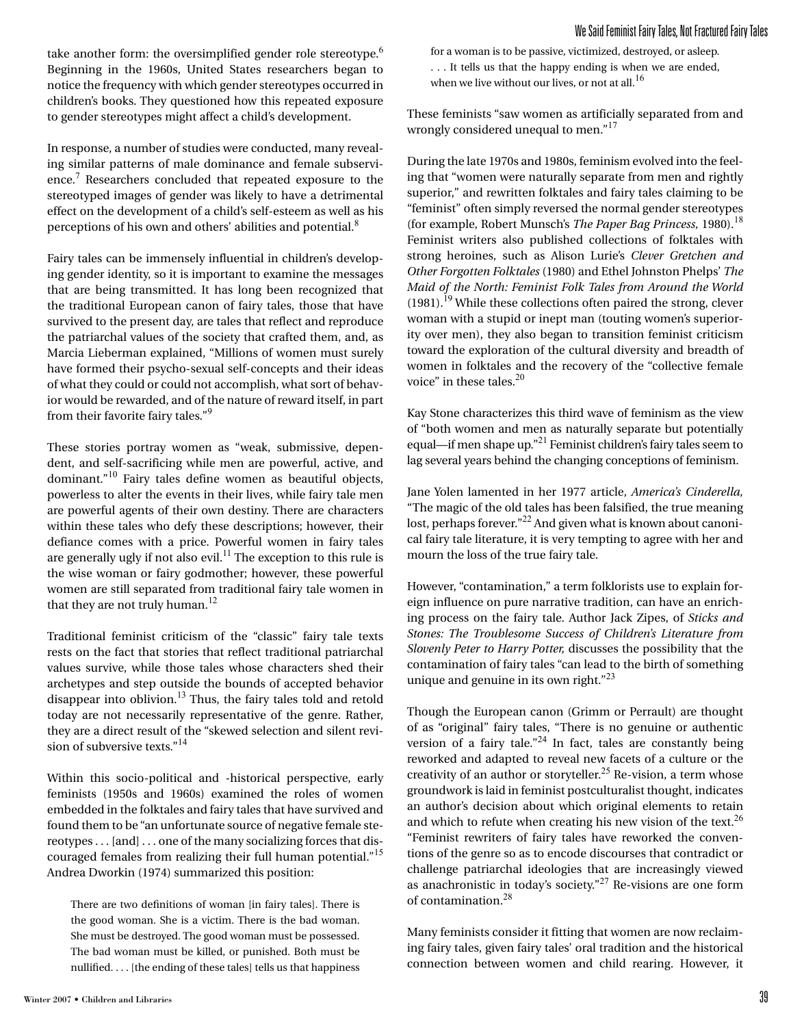take another form: the oversimplified gender role stereotype.[6] Beginning in the 1960s, United States researchers began to notice the frequency with which gender stereotypes occurred in children's books. They questioned how this repeated exposure to gender stereotypes might affect a child's development.

In response, a number of studies were conducted, many revealing similar patterns of male dominance and female subservience.[7] Researchers concluded that repeated exposure to the stereotyped images of gender was likely to have a detrimental effect on the development of a child's self-esteem as well as his perceptions of his own and others' abilities and potential.[8]

Fairy tales can be immensely influential in children's developing gender identity, so it is important to examine the messages that are being transmitted. It has long been recognized that the traditional European canon of fairy tales, those that have survived to the present day, are tales that reflect and reproduce the patriarchal values of the society that crafted them, and, as Marcia Lieberman explained, "Millions of women must surely have formed their psycho-sexual self-concepts and their ideas of what they could or could not accomplish, what sort of behavior would be rewarded, and of the nature of reward itself, in part from their favorite fairy tales."[9]

These stories portray women as "weak, submissive, dependent, and self-sacrificing while men are powerful, active, and dominant."[10] Fairy tales define women as beautiful objects, powerless to alter the events in their lives, while fairy tale men are powerful agents of their own destiny. There are characters within these tales who defy these descriptions; however, their defiance comes with a price. Powerful women in fairy tales are generally ugly if not also evil.[11] The exception to this rule is the wise woman or fairy godmother; however, these powerful women are still separated from traditional fairy tale women in that they are not truly human.[12]

Traditional feminist criticism of the "classic" fairy tale texts rests on the fact that stories that reflect traditional patriarchal values survive, while those tales whose characters shed their archetypes and step outside the bounds of accepted behavior disappear into oblivion.[13] Thus, the fairy tales told and retold today are not necessarily representative of the genre. Rather, they are a direct result of the "skewed selection and silent revision of subversive texts."[14]

Within this socio-political and -historical perspective, early feminists (1950s and 1960s) examined the roles of women embedded in the folktales and fairy tales that have survived and found them to be "an unfortunate source of negative female stereotypes . . . [and] . . . one of the many socializing forces that discouraged females from realizing their full human potential."[15] Andrea Dworkin (1974) summarized this position:

> There are two definitions of woman [in fairy tales]. There is the good woman. She is a victim. There is the bad woman. She must be destroyed. The good woman must be possessed. The bad woman must be killed, or punished. Both must be nullified. . . . [the ending of these tales] tells us that happiness for a woman is to be passive, victimized, destroyed, or asleep. . . . It tells us that the happy ending is when we are ended, when we live without our lives, or not at all.[16]

These feminists "saw women as artificially separated from and wrongly considered unequal to men."[17]

During the late 1970s and 1980s, feminism evolved into the feeling that "women were naturally separate from men and rightly superior," and rewritten folktales and fairy tales claiming to be "feminist" often simply reversed the normal gender stereotypes (for example, Robert Munsch's *The Paper Bag Princess,* 1980).[18] Feminist writers also published collections of folktales with strong heroines, such as Alison Lurie's *Clever Gretchen and Other Forgotten Folktales* (1980) and Ethel Johnston Phelps' *The Maid of the North: Feminist Folk Tales from Around the World* (1981).[19] While these collections often paired the strong, clever woman with a stupid or inept man (touting women's superiority over men), they also began to transition feminist criticism toward the exploration of the cultural diversity and breadth of women in folktales and the recovery of the "collective female voice" in these tales.[20]

Kay Stone characterizes this third wave of feminism as the view of "both women and men as naturally separate but potentially equal—if men shape up."[21] Feminist children's fairy tales seem to lag several years behind the changing conceptions of feminism.

Jane Yolen lamented in her 1977 article, *America's Cinderella,* "The magic of the old tales has been falsified, the true meaning lost, perhaps forever."[22] And given what is known about canonical fairy tale literature, it is very tempting to agree with her and mourn the loss of the true fairy tale.

However, "contamination," a term folklorists use to explain foreign influence on pure narrative tradition, can have an enriching process on the fairy tale. Author Jack Zipes, of *Sticks and Stones: The Troublesome Success of Children's Literature from Slovenly Peter to Harry Potter,* discusses the possibility that the contamination of fairy tales "can lead to the birth of something unique and genuine in its own right."[23]

Though the European canon (Grimm or Perrault) are thought of as "original" fairy tales, "There is no genuine or authentic version of a fairy tale."[24] In fact, tales are constantly being reworked and adapted to reveal new facets of a culture or the creativity of an author or storyteller.[25] Re-vision, a term whose groundwork is laid in feminist postculturalist thought, indicates an author's decision about which original elements to retain and which to refute when creating his new vision of the text.[26] "Feminist rewriters of fairy tales have reworked the conventions of the genre so as to encode discourses that contradict or challenge patriarchal ideologies that are increasingly viewed as anachronistic in today's society."[27] Re-visions are one form of contamination.[28]

Many feminists consider it fitting that women are now reclaiming fairy tales, given fairy tales' oral tradition and the historical connection between women and child rearing. However, it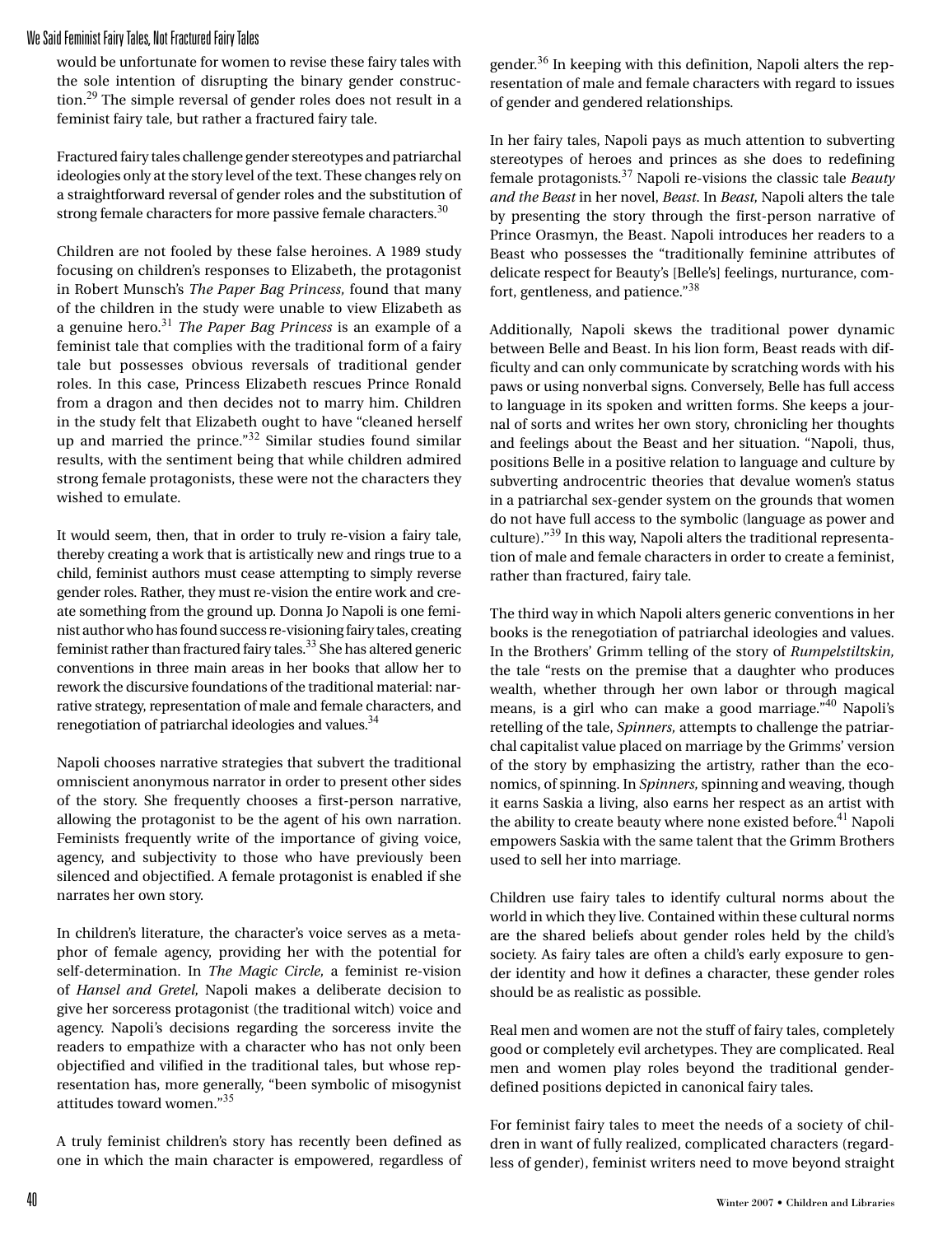would be unfortunate for women to revise these fairy tales with the sole intention of disrupting the binary gender construction.[29] The simple reversal of gender roles does not result in a feminist fairy tale, but rather a fractured fairy tale.

Fractured fairy tales challenge gender stereotypes and patriarchal ideologies only at the story level of the text. These changes rely on a straightforward reversal of gender roles and the substitution of strong female characters for more passive female characters.[30]

Children are not fooled by these false heroines. A 1989 study focusing on children's responses to Elizabeth, the protagonist in Robert Munsch's *The Paper Bag Princess,* found that many of the children in the study were unable to view Elizabeth as a genuine hero.[31] *The Paper Bag Princess* is an example of a feminist tale that complies with the traditional form of a fairy tale but possesses obvious reversals of traditional gender roles. In this case, Princess Elizabeth rescues Prince Ronald from a dragon and then decides not to marry him. Children in the study felt that Elizabeth ought to have "cleaned herself up and married the prince."[32] Similar studies found similar results, with the sentiment being that while children admired strong female protagonists, these were not the characters they wished to emulate.

It would seem, then, that in order to truly re-vision a fairy tale, thereby creating a work that is artistically new and rings true to a child, feminist authors must cease attempting to simply reverse gender roles. Rather, they must re-vision the entire work and create something from the ground up. Donna Jo Napoli is one feminist author who has found success re-visioning fairy tales, creating feminist rather than fractured fairy tales.[33] She has altered generic conventions in three main areas in her books that allow her to rework the discursive foundations of the traditional material: narrative strategy, representation of male and female characters, and renegotiation of patriarchal ideologies and values.[34]

Napoli chooses narrative strategies that subvert the traditional omniscient anonymous narrator in order to present other sides of the story. She frequently chooses a first-person narrative, allowing the protagonist to be the agent of his own narration. Feminists frequently write of the importance of giving voice, agency, and subjectivity to those who have previously been silenced and objectified. A female protagonist is enabled if she narrates her own story.

In children's literature, the character's voice serves as a metaphor of female agency, providing her with the potential for self-determination. In *The Magic Circle,* a feminist re-vision of *Hansel and Gretel,* Napoli makes a deliberate decision to give her sorceress protagonist (the traditional witch) voice and agency. Napoli's decisions regarding the sorceress invite the readers to empathize with a character who has not only been objectified and vilified in the traditional tales, but whose representation has, more generally, "been symbolic of misogynist attitudes toward women."[35]

A truly feminist children's story has recently been defined as one in which the main character is empowered, regardless of gender.[36] In keeping with this definition, Napoli alters the representation of male and female characters with regard to issues of gender and gendered relationships.

In her fairy tales, Napoli pays as much attention to subverting stereotypes of heroes and princes as she does to redefining female protagonists.[37] Napoli re-visions the classic tale *Beauty and the Beast* in her novel, *Beast*. In *Beast,* Napoli alters the tale by presenting the story through the first-person narrative of Prince Orasmyn, the Beast. Napoli introduces her readers to a Beast who possesses the "traditionally feminine attributes of delicate respect for Beauty's [Belle's] feelings, nurturance, comfort, gentleness, and patience."[38]

Additionally, Napoli skews the traditional power dynamic between Belle and Beast. In his lion form, Beast reads with difficulty and can only communicate by scratching words with his paws or using nonverbal signs. Conversely, Belle has full access to language in its spoken and written forms. She keeps a journal of sorts and writes her own story, chronicling her thoughts and feelings about the Beast and her situation. "Napoli, thus, positions Belle in a positive relation to language and culture by subverting androcentric theories that devalue women's status in a patriarchal sex-gender system on the grounds that women do not have full access to the symbolic (language as power and culture)."[39] In this way, Napoli alters the traditional representation of male and female characters in order to create a feminist, rather than fractured, fairy tale.

The third way in which Napoli alters generic conventions in her books is the renegotiation of patriarchal ideologies and values. In the Brothers' Grimm telling of the story of *Rumpelstiltskin,* the tale "rests on the premise that a daughter who produces wealth, whether through her own labor or through magical means, is a girl who can make a good marriage."[40] Napoli's retelling of the tale, *Spinners,* attempts to challenge the patriarchal capitalist value placed on marriage by the Grimms' version of the story by emphasizing the artistry, rather than the economics, of spinning. In *Spinners,* spinning and weaving, though it earns Saskia a living, also earns her respect as an artist with the ability to create beauty where none existed before.[41] Napoli empowers Saskia with the same talent that the Grimm Brothers used to sell her into marriage.

Children use fairy tales to identify cultural norms about the world in which they live. Contained within these cultural norms are the shared beliefs about gender roles held by the child's society. As fairy tales are often a child's early exposure to gender identity and how it defines a character, these gender roles should be as realistic as possible.

Real men and women are not the stuff of fairy tales, completely good or completely evil archetypes. They are complicated. Real men and women play roles beyond the traditional gender-defined positions depicted in canonical fairy tales.

For feminist fairy tales to meet the needs of a society of children in want of fully realized, complicated characters (regardless of gender), feminist writers need to move beyond straight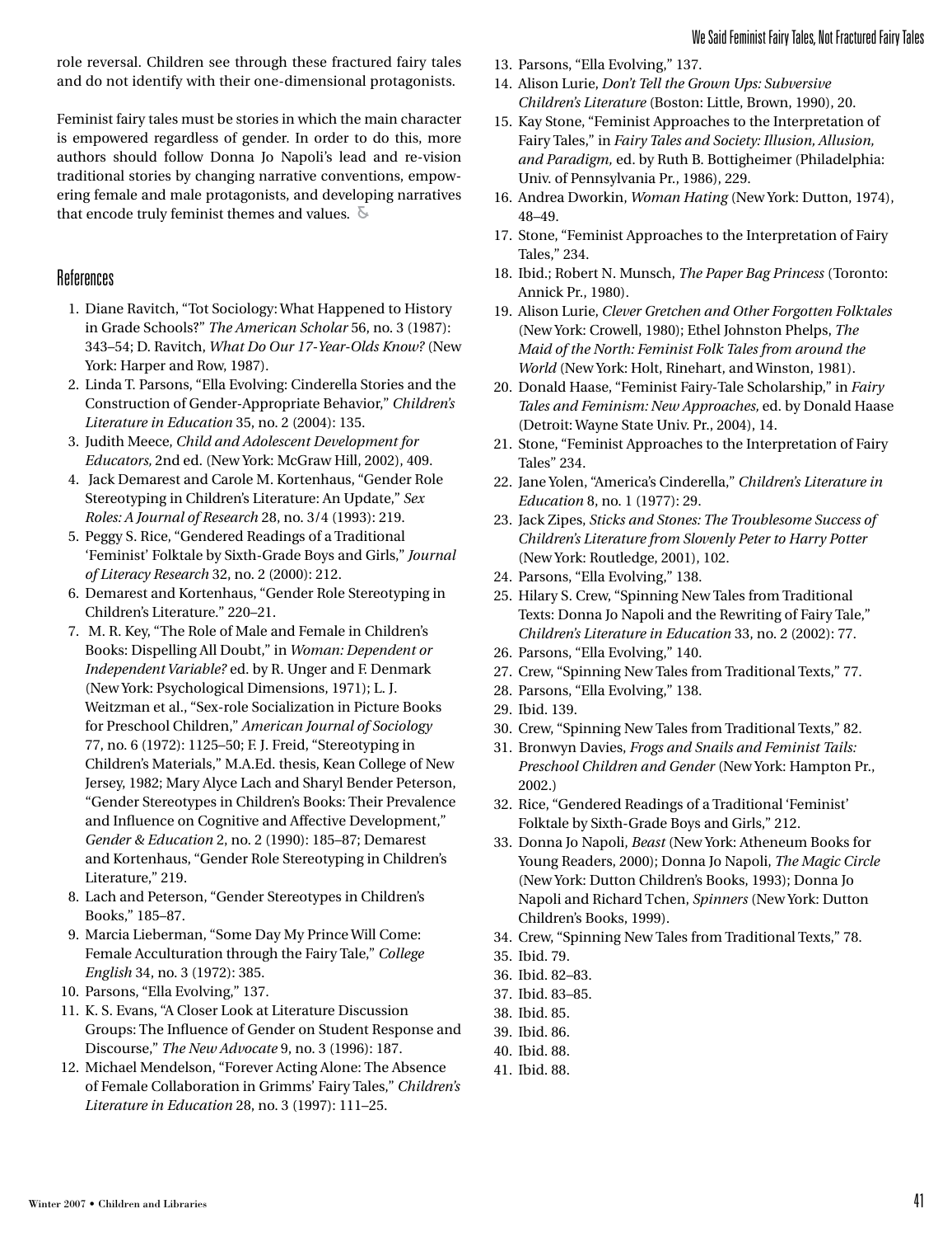role reversal. Children see through these fractured fairy tales and do not identify with their one-dimensional protagonists.

Feminist fairy tales must be stories in which the main character is empowered regardless of gender. In order to do this, more authors should follow Donna Jo Napoli's lead and re-vision traditional stories by changing narrative conventions, empowering female and male protagonists, and developing narratives that encode truly feminist themes and values.

## References

1. Diane Ravitch, "Tot Sociology: What Happened to History in Grade Schools?" *The American Scholar* 56, no. 3 (1987): 343–54; D. Ravitch, *What Do Our 17-Year-Olds Know?* (New York: Harper and Row, 1987).
2. Linda T. Parsons, "Ella Evolving: Cinderella Stories and the Construction of Gender-Appropriate Behavior," *Children's Literature in Education* 35, no. 2 (2004): 135.
3. Judith Meece, *Child and Adolescent Development for Educators,* 2nd ed. (New York: McGraw Hill, 2002), 409.
4. Jack Demarest and Carole M. Kortenhaus, "Gender Role Stereotyping in Children's Literature: An Update," *Sex Roles: A Journal of Research* 28, no. 3/4 (1993): 219.
5. Peggy S. Rice, "Gendered Readings of a Traditional 'Feminist' Folktale by Sixth-Grade Boys and Girls," *Journal of Literacy Research* 32, no. 2 (2000): 212.
6. Demarest and Kortenhaus, "Gender Role Stereotyping in Children's Literature." 220–21.
7. M. R. Key, "The Role of Male and Female in Children's Books: Dispelling All Doubt," in *Woman: Dependent or Independent Variable?* ed. by R. Unger and F. Denmark (New York: Psychological Dimensions, 1971); L. J. Weitzman et al., "Sex-role Socialization in Picture Books for Preschool Children," *American Journal of Sociology* 77, no. 6 (1972): 1125–50; F. J. Freid, "Stereotyping in Children's Materials," M.A.Ed. thesis, Kean College of New Jersey, 1982; Mary Alyce Lach and Sharyl Bender Peterson, "Gender Stereotypes in Children's Books: Their Prevalence and Influence on Cognitive and Affective Development," *Gender & Education* 2, no. 2 (1990): 185–87; Demarest and Kortenhaus, "Gender Role Stereotyping in Children's Literature," 219.
8. Lach and Peterson, "Gender Stereotypes in Children's Books," 185–87.
9. Marcia Lieberman, "Some Day My Prince Will Come: Female Acculturation through the Fairy Tale," *College English* 34, no. 3 (1972): 385.
10. Parsons, "Ella Evolving," 137.
11. K. S. Evans, "A Closer Look at Literature Discussion Groups: The Influence of Gender on Student Response and Discourse," *The New Advocate* 9, no. 3 (1996): 187.
12. Michael Mendelson, "Forever Acting Alone: The Absence of Female Collaboration in Grimms' Fairy Tales," *Children's Literature in Education* 28, no. 3 (1997): 111–25.
13. Parsons, "Ella Evolving," 137.
14. Alison Lurie, *Don't Tell the Grown Ups: Subversive Children's Literature* (Boston: Little, Brown, 1990), 20.
15. Kay Stone, "Feminist Approaches to the Interpretation of Fairy Tales," in *Fairy Tales and Society: Illusion, Allusion, and Paradigm,* ed. by Ruth B. Bottigheimer (Philadelphia: Univ. of Pennsylvania Pr., 1986), 229.
16. Andrea Dworkin, *Woman Hating* (New York: Dutton, 1974), 48–49.
17. Stone, "Feminist Approaches to the Interpretation of Fairy Tales," 234.
18. Ibid.; Robert N. Munsch, *The Paper Bag Princess* (Toronto: Annick Pr., 1980).
19. Alison Lurie, *Clever Gretchen and Other Forgotten Folktales* (New York: Crowell, 1980); Ethel Johnston Phelps, *The Maid of the North: Feminist Folk Tales from around the World* (New York: Holt, Rinehart, and Winston, 1981).
20. Donald Haase, "Feminist Fairy-Tale Scholarship," in *Fairy Tales and Feminism: New Approaches,* ed. by Donald Haase (Detroit: Wayne State Univ. Pr., 2004), 14.
21. Stone, "Feminist Approaches to the Interpretation of Fairy Tales" 234.
22. Jane Yolen, "America's Cinderella," *Children's Literature in Education* 8, no. 1 (1977): 29.
23. Jack Zipes, *Sticks and Stones: The Troublesome Success of Children's Literature from Slovenly Peter to Harry Potter* (New York: Routledge, 2001), 102.
24. Parsons, "Ella Evolving," 138.
25. Hilary S. Crew, "Spinning New Tales from Traditional Texts: Donna Jo Napoli and the Rewriting of Fairy Tale," *Children's Literature in Education* 33, no. 2 (2002): 77.
26. Parsons, "Ella Evolving," 140.
27. Crew, "Spinning New Tales from Traditional Texts," 77.
28. Parsons, "Ella Evolving," 138.
29. Ibid. 139.
30. Crew, "Spinning New Tales from Traditional Texts," 82.
31. Bronwyn Davies, *Frogs and Snails and Feminist Tails: Preschool Children and Gender* (New York: Hampton Pr., 2002.)
32. Rice, "Gendered Readings of a Traditional 'Feminist' Folktale by Sixth-Grade Boys and Girls," 212.
33. Donna Jo Napoli, *Beast* (New York: Atheneum Books for Young Readers, 2000); Donna Jo Napoli, *The Magic Circle* (New York: Dutton Children's Books, 1993); Donna Jo Napoli and Richard Tchen, *Spinners* (New York: Dutton Children's Books, 1999).
34. Crew, "Spinning New Tales from Traditional Texts," 78.
35. Ibid. 79.
36. Ibid. 82–83.
37. Ibid. 83–85.
38. Ibid. 85.
39. Ibid. 86.
40. Ibid. 88.
41. Ibid. 88.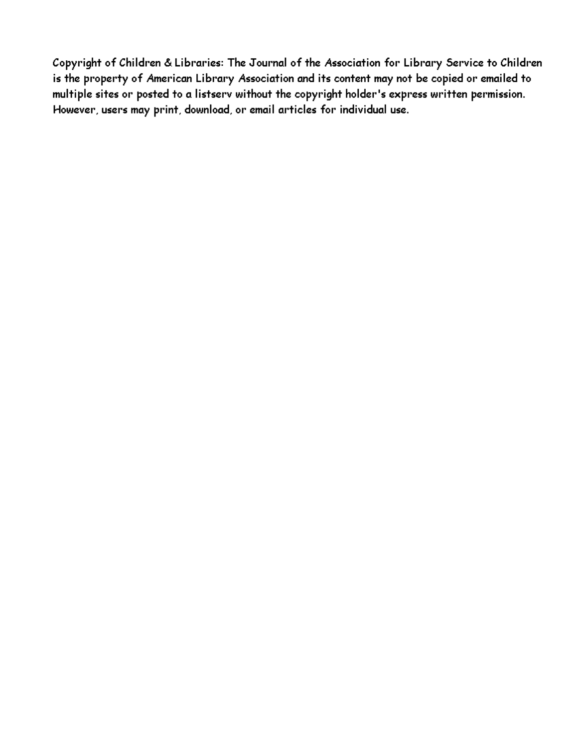Copyright of Children & Libraries: The Journal of the Association for Library Service to Children is the property of American Library Association and its content may not be copied or emailed to multiple sites or posted to a listserv without the copyright holder's express written permission. However, users may print, download, or email articles for individual use.